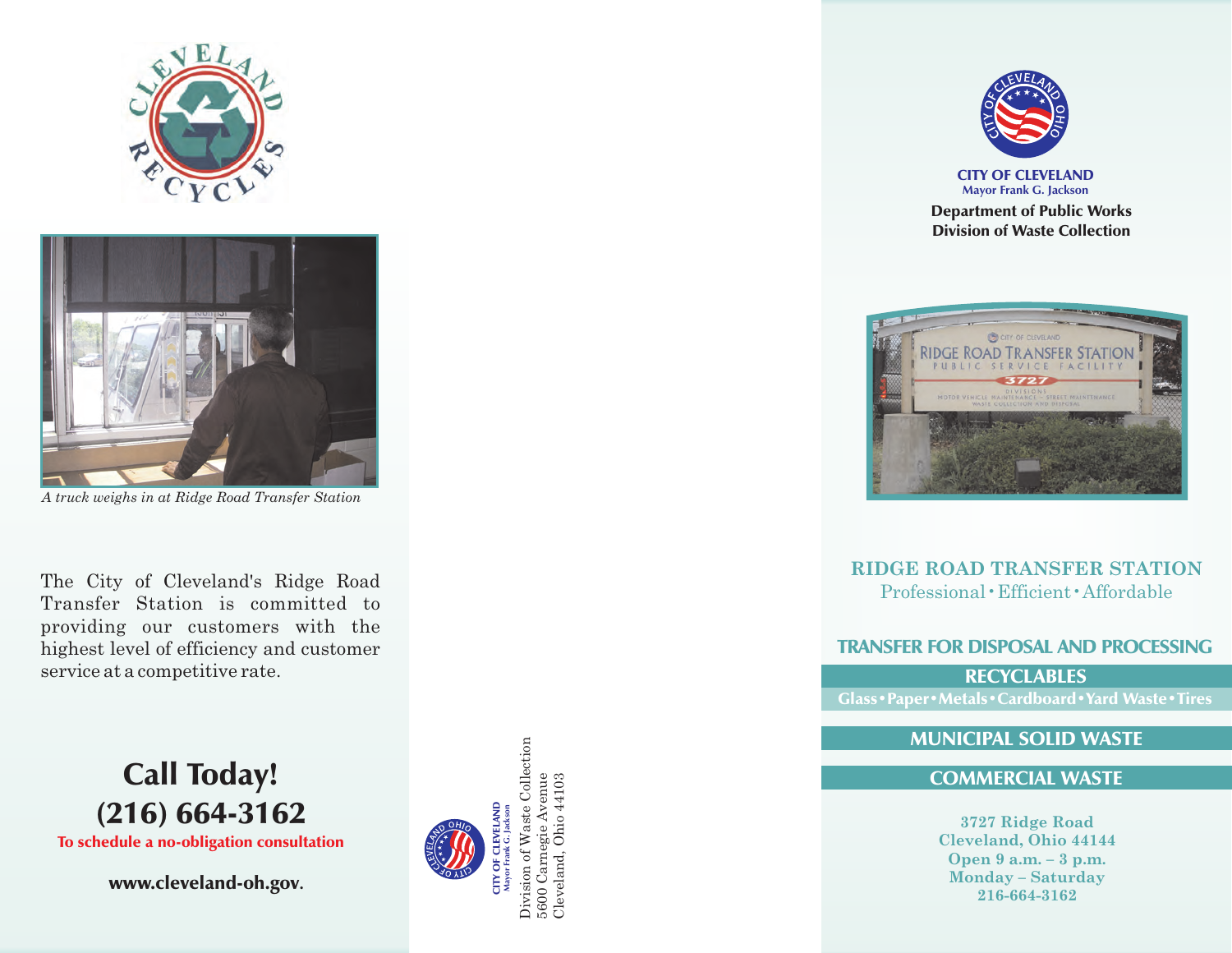A truck weighs in at Ridge Road Transfer Station

The City of Cleveland's Ridge Road Transfer Station is committed to providing our customers with the highest level of efficiency and customer service at a competitive rate.

## Call Today!
## (216) 664-3162

To schedule a no-obligation consultation

**www.cleveland-oh.gov.**

CITY OF CLEVELAND
Mayor Frank G. Jackson
Division of Waste Collection
5600 Carnegie Avenue
Cleveland, Ohio 44103

**CITY OF CLEVELAND**
**Mayor Frank G. Jackson**

**Department of Public Works**
**Division of Waste Collection**

# RIDGE ROAD TRANSFER STATION

Professional • Efficient • Affordable

## TRANSFER FOR DISPOSAL AND PROCESSING

### RECYCLABLES

Glass • Paper • Metals • Cardboard • Yard Waste • Tires

### MUNICIPAL SOLID WASTE

### COMMERCIAL WASTE

**3727 Ridge Road**
**Cleveland, Ohio 44144**
**Open 9 a.m. – 3 p.m.**
**Monday – Saturday**
**216-664-3162**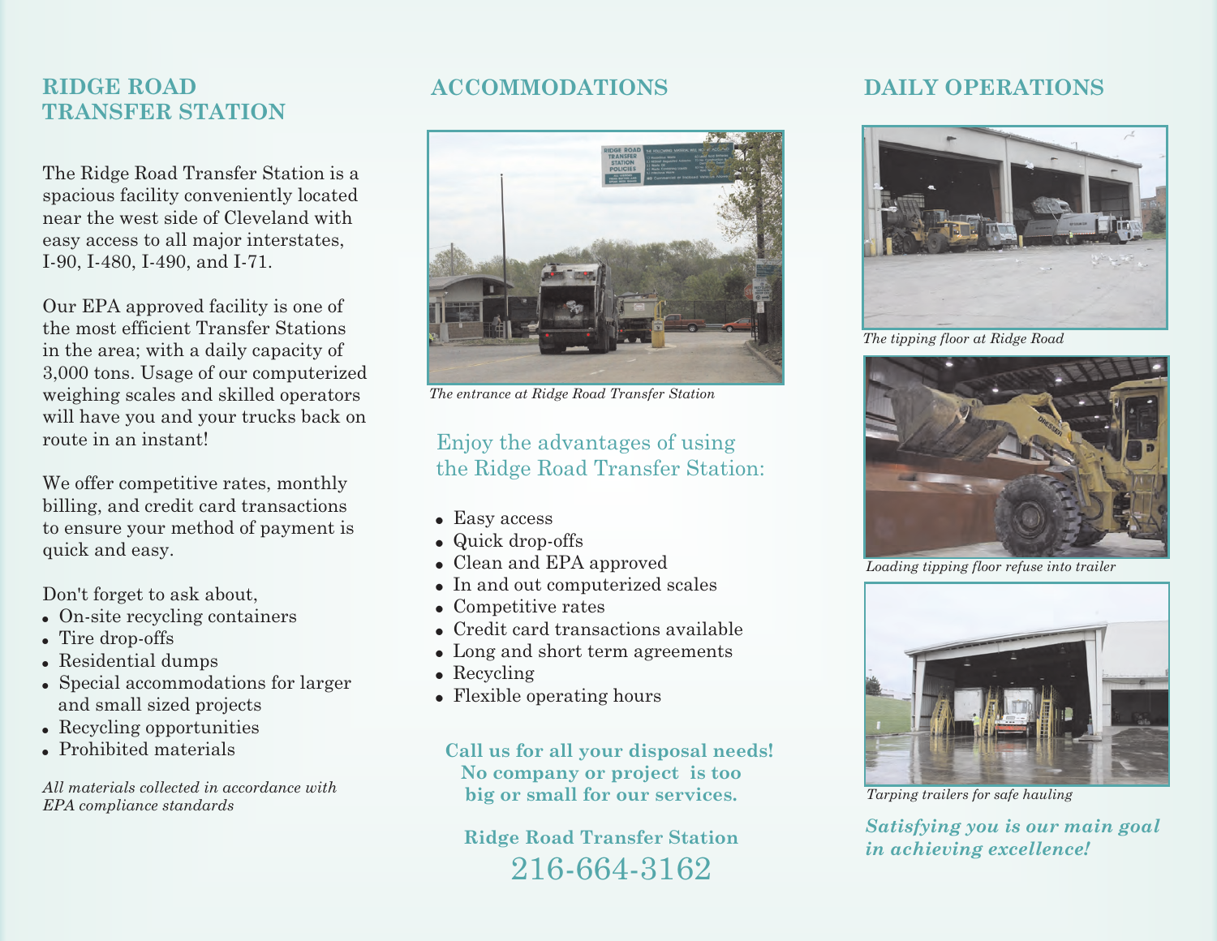## RIDGE ROAD TRANSFER STATION

The Ridge Road Transfer Station is a spacious facility conveniently located near the west side of Cleveland with easy access to all major interstates, I-90, I-480, I-490, and I-71.

Our EPA approved facility is one of the most efficient Transfer Stations in the area; with a daily capacity of 3,000 tons. Usage of our computerized weighing scales and skilled operators will have you and your trucks back on route in an instant!

We offer competitive rates, monthly billing, and credit card transactions to ensure your method of payment is quick and easy.

Don't forget to ask about,

- On-site recycling containers
- Tire drop-offs
- Residential dumps
- Special accommodations for larger and small sized projects
- Recycling opportunities
- Prohibited materials

*All materials collected in accordance with EPA compliance standards*

## ACCOMMODATIONS

*The entrance at Ridge Road Transfer Station*

Enjoy the advantages of using the Ridge Road Transfer Station:

- Easy access
- Quick drop-offs
- Clean and EPA approved
- In and out computerized scales
- Competitive rates
- Credit card transactions available
- Long and short term agreements
- Recycling
- Flexible operating hours

**Call us for all your disposal needs! No company or project is too big or small for our services.**

**Ridge Road Transfer Station**

216-664-3162

## DAILY OPERATIONS

*The tipping floor at Ridge Road*

*Loading tipping floor refuse into trailer*

*Tarping trailers for safe hauling*

***Satisfying you is our main goal in achieving excellence!***